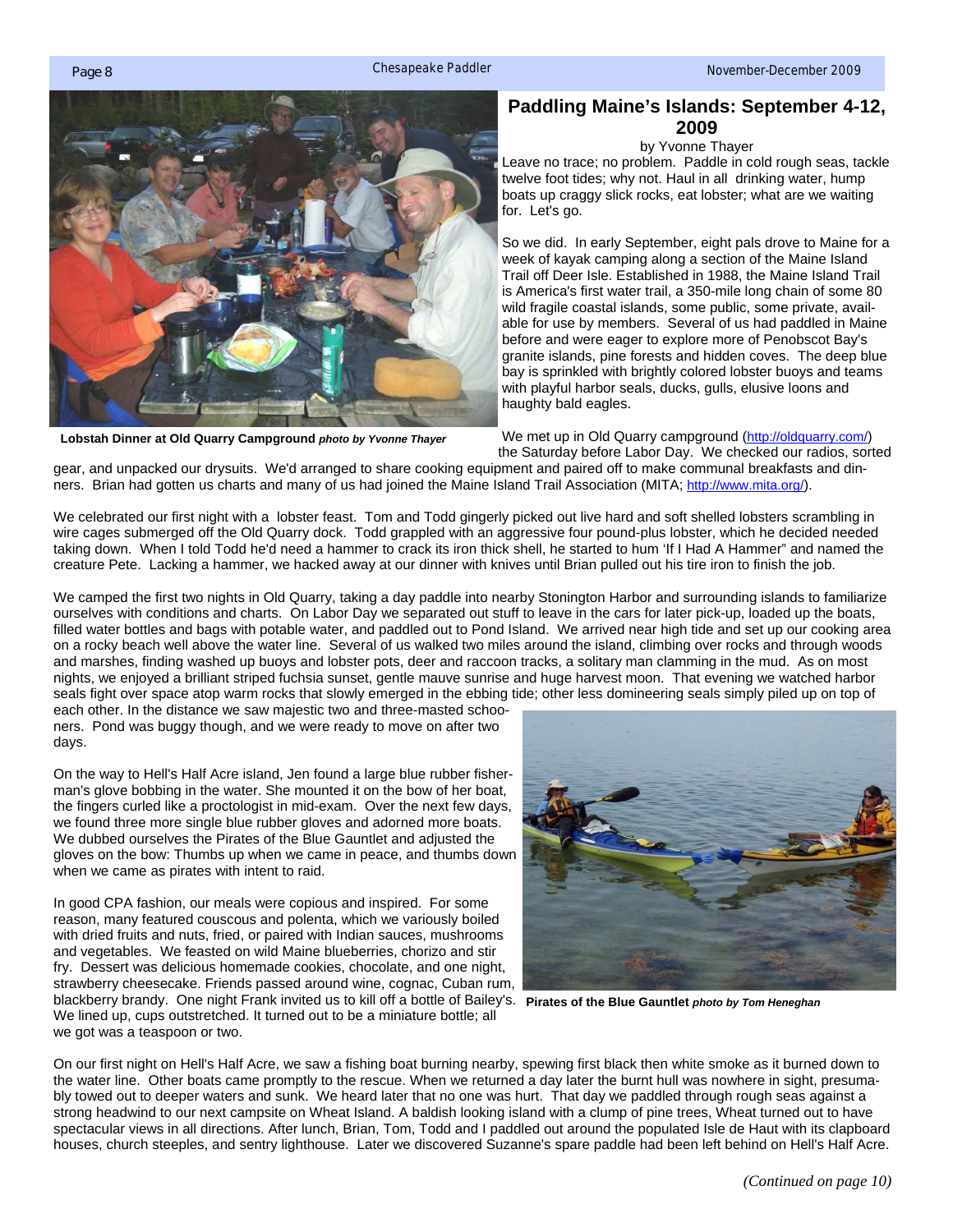# Paddling Maine's Islands: September 4-12, 2009

by Yvonne Thayer

**Lobstah Dinner at Old Quarry Campground** ***photo by Yvonne Thayer***

Leave no trace; no problem. Paddle in cold rough seas, tackle twelve foot tides; why not. Haul in all drinking water, hump boats up craggy slick rocks, eat lobster; what are we waiting for. Let's go.

So we did. In early September, eight pals drove to Maine for a week of kayak camping along a section of the Maine Island Trail off Deer Isle. Established in 1988, the Maine Island Trail is America's first water trail, a 350-mile long chain of some 80 wild fragile coastal islands, some public, some private, available for use by members. Several of us had paddled in Maine before and were eager to explore more of Penobscot Bay's granite islands, pine forests and hidden coves. The deep blue bay is sprinkled with brightly colored lobster buoys and teams with playful harbor seals, ducks, gulls, elusive loons and haughty bald eagles.

We met up in Old Quarry campground (http://oldquarry.com/) the Saturday before Labor Day. We checked our radios, sorted gear, and unpacked our drysuits. We'd arranged to share cooking equipment and paired off to make communal breakfasts and dinners. Brian had gotten us charts and many of us had joined the Maine Island Trail Association (MITA; http://www.mita.org/).

We celebrated our first night with a lobster feast. Tom and Todd gingerly picked out live hard and soft shelled lobsters scrambling in wire cages submerged off the Old Quarry dock. Todd grappled with an aggressive four pound-plus lobster, which he decided needed taking down. When I told Todd he'd need a hammer to crack its iron thick shell, he started to hum 'If I Had A Hammer" and named the creature Pete. Lacking a hammer, we hacked away at our dinner with knives until Brian pulled out his tire iron to finish the job.

We camped the first two nights in Old Quarry, taking a day paddle into nearby Stonington Harbor and surrounding islands to familiarize ourselves with conditions and charts. On Labor Day we separated out stuff to leave in the cars for later pick-up, loaded up the boats, filled water bottles and bags with potable water, and paddled out to Pond Island. We arrived near high tide and set up our cooking area on a rocky beach well above the water line. Several of us walked two miles around the island, climbing over rocks and through woods and marshes, finding washed up buoys and lobster pots, deer and raccoon tracks, a solitary man clamming in the mud. As on most nights, we enjoyed a brilliant striped fuchsia sunset, gentle mauve sunrise and huge harvest moon. That evening we watched harbor seals fight over space atop warm rocks that slowly emerged in the ebbing tide; other less domineering seals simply piled up on top of each other. In the distance we saw majestic two and three-masted schooners. Pond was buggy though, and we were ready to move on after two days.

On the way to Hell's Half Acre island, Jen found a large blue rubber fisherman's glove bobbing in the water. She mounted it on the bow of her boat, the fingers curled like a proctologist in mid-exam. Over the next few days, we found three more single blue rubber gloves and adorned more boats. We dubbed ourselves the Pirates of the Blue Gauntlet and adjusted the gloves on the bow: Thumbs up when we came in peace, and thumbs down when we came as pirates with intent to raid.

In good CPA fashion, our meals were copious and inspired. For some reason, many featured couscous and polenta, which we variously boiled with dried fruits and nuts, fried, or paired with Indian sauces, mushrooms and vegetables. We feasted on wild Maine blueberries, chorizo and stir fry. Dessert was delicious homemade cookies, chocolate, and one night, strawberry cheesecake. Friends passed around wine, cognac, Cuban rum, blackberry brandy. One night Frank invited us to kill off a bottle of Bailey's. We lined up, cups outstretched. It turned out to be a miniature bottle; all we got was a teaspoon or two.

**Pirates of the Blue Gauntlet** ***photo by Tom Heneghan***

On our first night on Hell's Half Acre, we saw a fishing boat burning nearby, spewing first black then white smoke as it burned down to the water line. Other boats came promptly to the rescue. When we returned a day later the burnt hull was nowhere in sight, presumably towed out to deeper waters and sunk. We heard later that no one was hurt. That day we paddled through rough seas against a strong headwind to our next campsite on Wheat Island. A baldish looking island with a clump of pine trees, Wheat turned out to have spectacular views in all directions. After lunch, Brian, Tom, Todd and I paddled out around the populated Isle de Haut with its clapboard houses, church steeples, and sentry lighthouse. Later we discovered Suzanne's spare paddle had been left behind on Hell's Half Acre.

*(Continued on page 10)*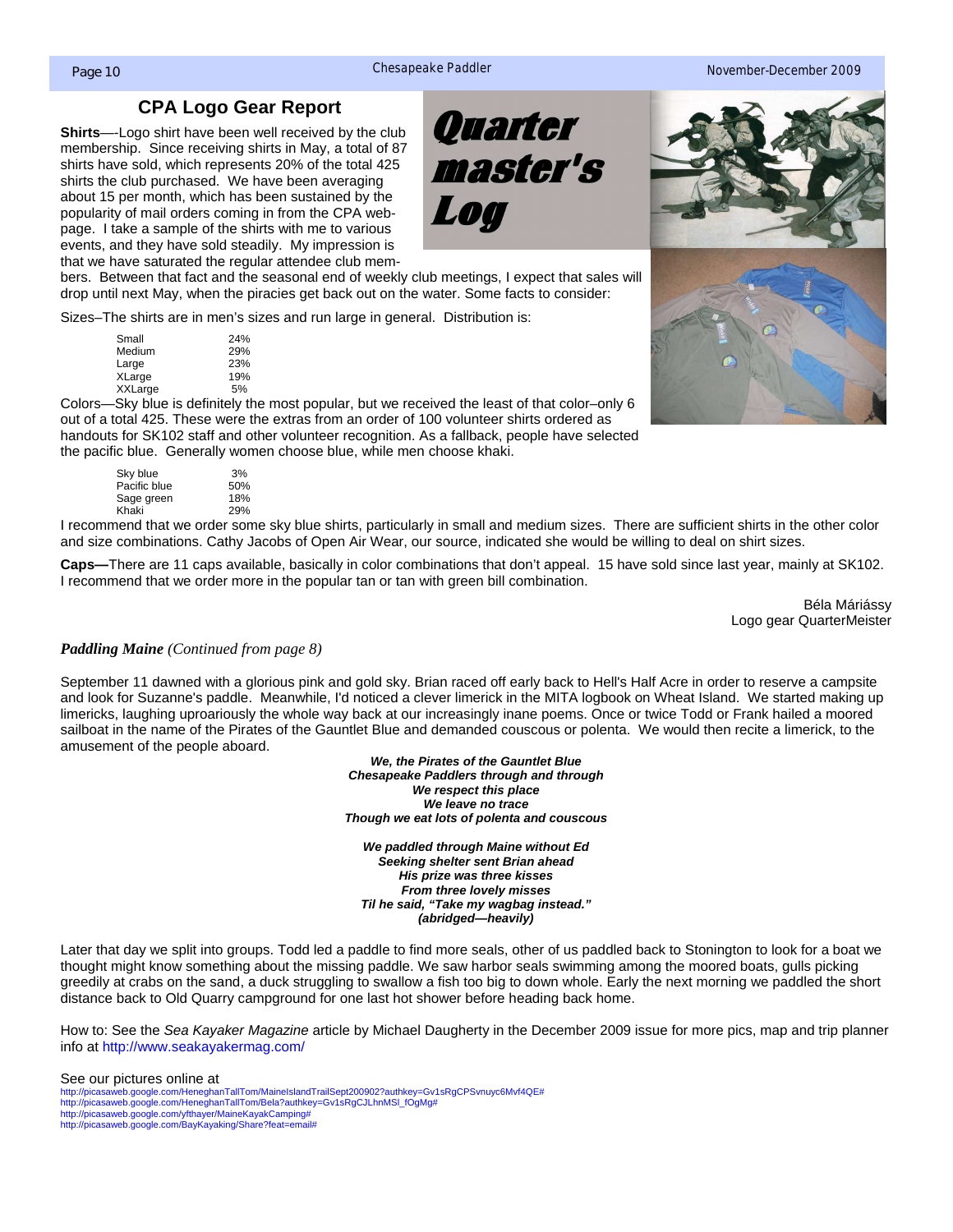## CPA Logo Gear Report

## Quartermaster's Log

**Shirts**—-Logo shirt have been well received by the club membership. Since receiving shirts in May, a total of 87 shirts have sold, which represents 20% of the total 425 shirts the club purchased. We have been averaging about 15 per month, which has been sustained by the popularity of mail orders coming in from the CPA webpage. I take a sample of the shirts with me to various events, and they have sold steadily. My impression is that we have saturated the regular attendee club members. Between that fact and the seasonal end of weekly club meetings, I expect that sales will drop until next May, when the piracies get back out on the water. Some facts to consider:

Sizes–The shirts are in men's sizes and run large in general. Distribution is:

| | |
|---|---|
| Small | 24% |
| Medium | 29% |
| Large | 23% |
| XLarge | 19% |
| XXLarge | 5% |

Colors—Sky blue is definitely the most popular, but we received the least of that color–only 6 out of a total 425. These were the extras from an order of 100 volunteer shirts ordered as handouts for SK102 staff and other volunteer recognition. As a fallback, people have selected the pacific blue. Generally women choose blue, while men choose khaki.

| | |
|---|---|
| Sky blue | 3% |
| Pacific blue | 50% |
| Sage green | 18% |
| Khaki | 29% |

I recommend that we order some sky blue shirts, particularly in small and medium sizes. There are sufficient shirts in the other color and size combinations. Cathy Jacobs of Open Air Wear, our source, indicated she would be willing to deal on shirt sizes.

**Caps—**There are 11 caps available, basically in color combinations that don't appeal. 15 have sold since last year, mainly at SK102. I recommend that we order more in the popular tan or tan with green bill combination.

Béla Máriássy
Logo gear QuarterMeister

***Paddling Maine*** *(Continued from page 8)*

September 11 dawned with a glorious pink and gold sky. Brian raced off early back to Hell's Half Acre in order to reserve a campsite and look for Suzanne's paddle. Meanwhile, I'd noticed a clever limerick in the MITA logbook on Wheat Island. We started making up limericks, laughing uproariously the whole way back at our increasingly inane poems. Once or twice Todd or Frank hailed a moored sailboat in the name of the Pirates of the Gauntlet Blue and demanded couscous or polenta. We would then recite a limerick, to the amusement of the people aboard.

***We, the Pirates of the Gauntlet Blue***
***Chesapeake Paddlers through and through***
***We respect this place***
***We leave no trace***
***Though we eat lots of polenta and couscous***

***We paddled through Maine without Ed***
***Seeking shelter sent Brian ahead***
***His prize was three kisses***
***From three lovely misses***
***Til he said, "Take my wagbag instead."***
***(abridged—heavily)***

Later that day we split into groups. Todd led a paddle to find more seals, other of us paddled back to Stonington to look for a boat we thought might know something about the missing paddle. We saw harbor seals swimming among the moored boats, gulls picking greedily at crabs on the sand, a duck struggling to swallow a fish too big to down whole. Early the next morning we paddled the short distance back to Old Quarry campground for one last hot shower before heading back home.

How to: See the *Sea Kayaker Magazine* article by Michael Daugherty in the December 2009 issue for more pics, map and trip planner info at http://www.seakayakermag.com/

See our pictures online at
http://picasaweb.google.com/HeneghanTallTom/MaineIslandTrailSept200902?authkey=Gv1sRgCPSvnuyc6Mvf4QE#
http://picasaweb.google.com/HeneghanTallTom/Bela?authkey=Gv1sRgCJLhnMSl_fOgMg#
http://picasaweb.google.com/yfthayer/MaineKayakCamping#
http://picasaweb.google.com/BayKayaking/Share?feat=email#